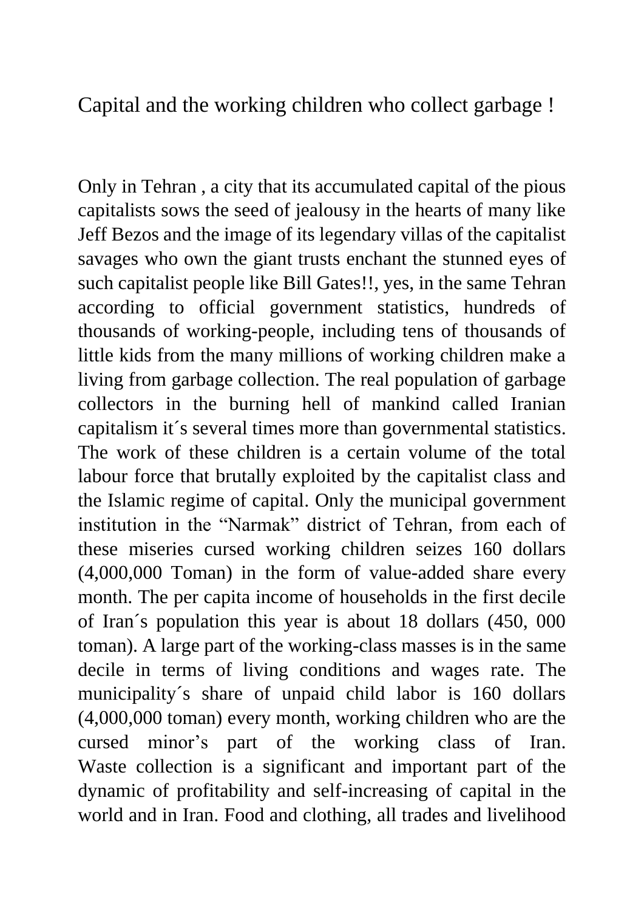# Capital and the working children who collect garbage !

Only in Tehran , a city that its accumulated capital of the pious capitalists sows the seed of jealousy in the hearts of many like Jeff Bezos and the image of its legendary villas of the capitalist savages who own the giant trusts enchant the stunned eyes of such capitalist people like Bill Gates!!, yes, in the same Tehran according to official government statistics, hundreds of thousands of working-people, including tens of thousands of little kids from the many millions of working children make a living from garbage collection. The real population of garbage collectors in the burning hell of mankind called Iranian capitalism it´s several times more than governmental statistics. The work of these children is a certain volume of the total labour force that brutally exploited by the capitalist class and the Islamic regime of capital. Only the municipal government institution in the "Narmak" district of Tehran, from each of these miseries cursed working children seizes 160 dollars (4,000,000 Toman) in the form of value-added share every month. The per capita income of households in the first decile of Iran´s population this year is about 18 dollars (450, 000 toman). A large part of the working-class masses is in the same decile in terms of living conditions and wages rate. The municipality´s share of unpaid child labor is 160 dollars (4,000,000 toman) every month, working children who are the cursed minor's part of the working class of Iran. Waste collection is a significant and important part of the dynamic of profitability and self-increasing of capital in the world and in Iran. Food and clothing, all trades and livelihood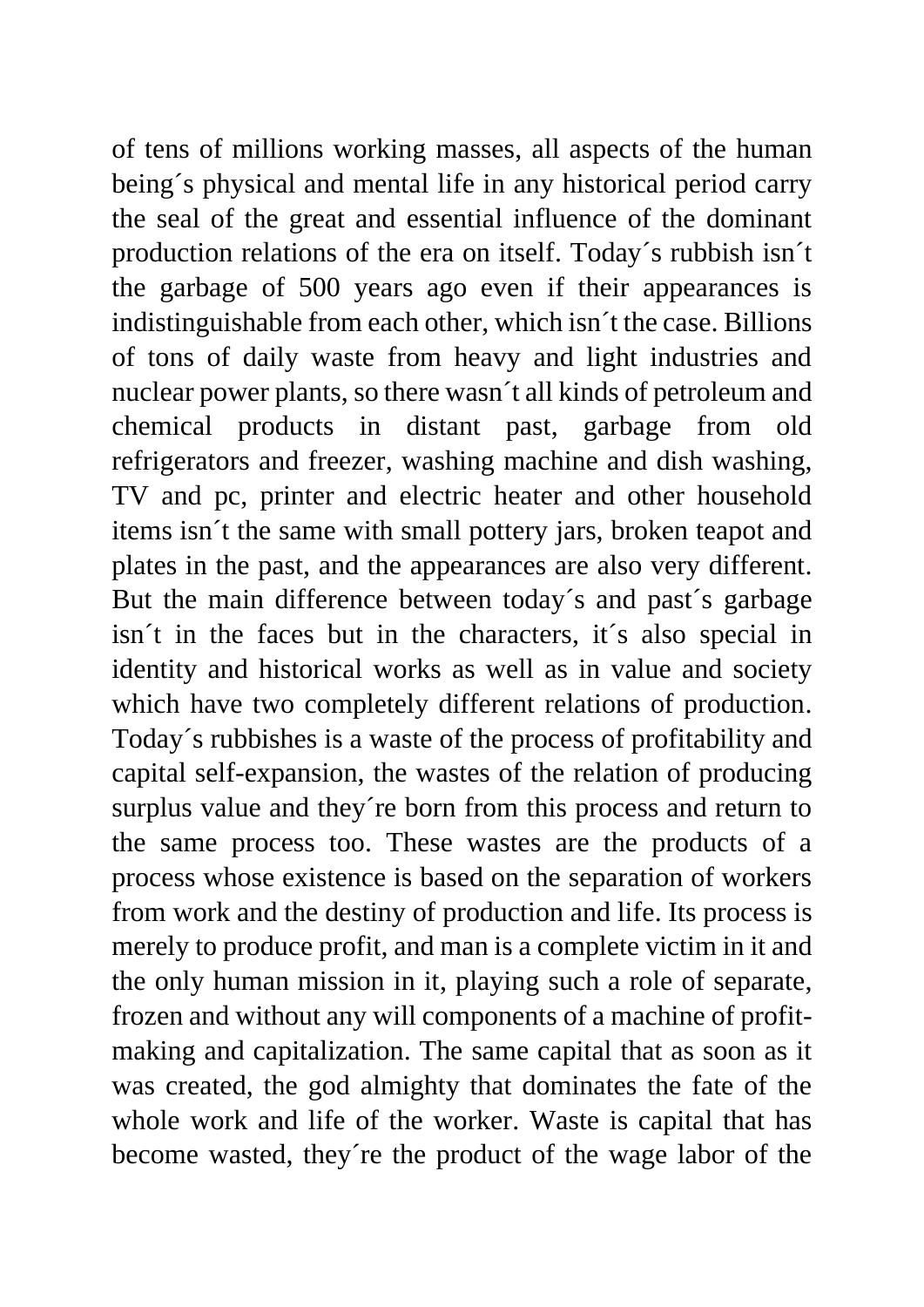of tens of millions working masses, all aspects of the human being´s physical and mental life in any historical period carry the seal of the great and essential influence of the dominant production relations of the era on itself. Today´s rubbish isn´t the garbage of 500 years ago even if their appearances is indistinguishable from each other, which isn´t the case. Billions of tons of daily waste from heavy and light industries and nuclear power plants, so there wasn´t all kinds of petroleum and chemical products in distant past, garbage from old refrigerators and freezer, washing machine and dish washing, TV and pc, printer and electric heater and other household items isn´t the same with small pottery jars, broken teapot and plates in the past, and the appearances are also very different. But the main difference between today´s and past´s garbage isn´t in the faces but in the characters, it´s also special in identity and historical works as well as in value and society which have two completely different relations of production. Today´s rubbishes is a waste of the process of profitability and capital self-expansion, the wastes of the relation of producing surplus value and they´re born from this process and return to the same process too. These wastes are the products of a process whose existence is based on the separation of workers from work and the destiny of production and life. Its process is merely to produce profit, and man is a complete victim in it and the only human mission in it, playing such a role of separate, frozen and without any will components of a machine of profit-making and capitalization. The same capital that as soon as it was created, the god almighty that dominates the fate of the whole work and life of the worker. Waste is capital that has become wasted, they´re the product of the wage labor of the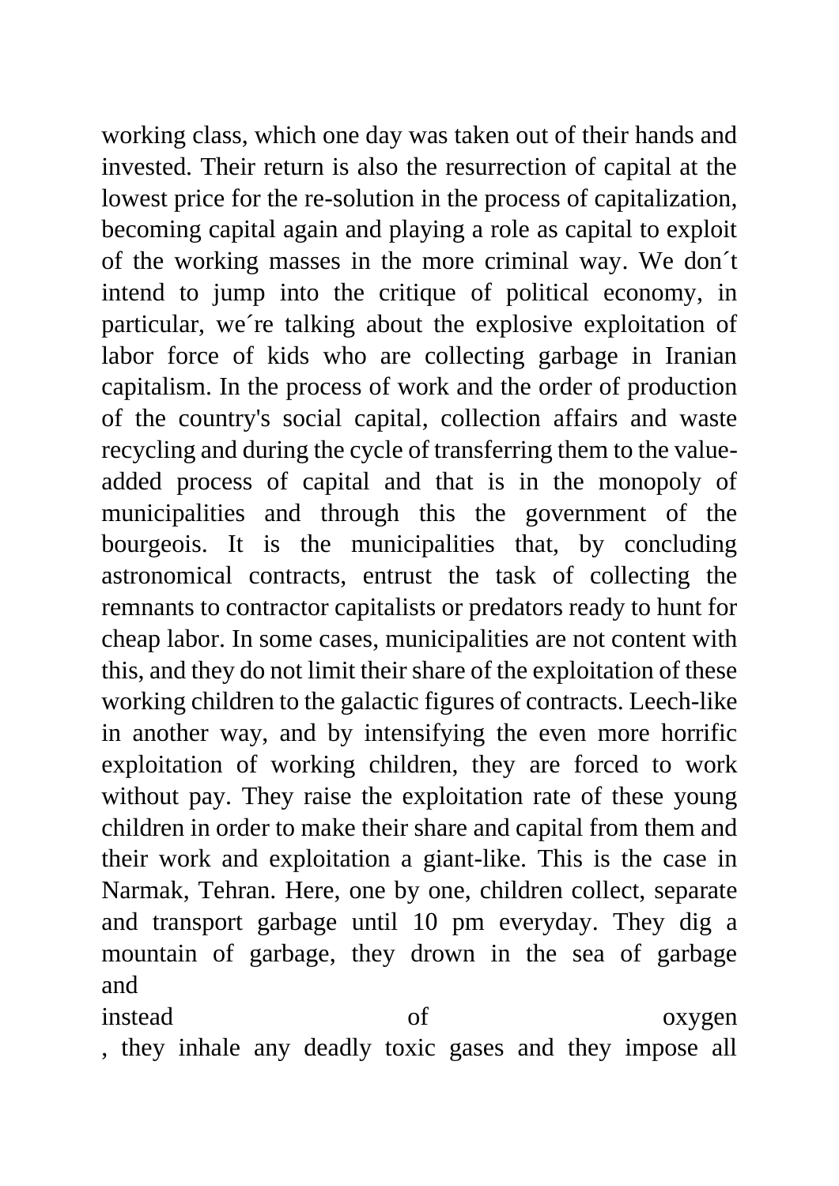working class, which one day was taken out of their hands and invested. Their return is also the resurrection of capital at the lowest price for the re-solution in the process of capitalization, becoming capital again and playing a role as capital to exploit of the working masses in the more criminal way. We don´t intend to jump into the critique of political economy, in particular, we´re talking about the explosive exploitation of labor force of kids who are collecting garbage in Iranian capitalism. In the process of work and the order of production of the country's social capital, collection affairs and waste recycling and during the cycle of transferring them to the value-added process of capital and that is in the monopoly of municipalities and through this the government of the bourgeois. It is the municipalities that, by concluding astronomical contracts, entrust the task of collecting the remnants to contractor capitalists or predators ready to hunt for cheap labor. In some cases, municipalities are not content with this, and they do not limit their share of the exploitation of these working children to the galactic figures of contracts. Leech-like in another way, and by intensifying the even more horrific exploitation of working children, they are forced to work without pay. They raise the exploitation rate of these young children in order to make their share and capital from them and their work and exploitation a giant-like. This is the case in Narmak, Tehran. Here, one by one, children collect, separate and transport garbage until 10 pm everyday. They dig a mountain of garbage, they drown in the sea of garbage and instead of oxygen, they inhale any deadly toxic gases and they impose all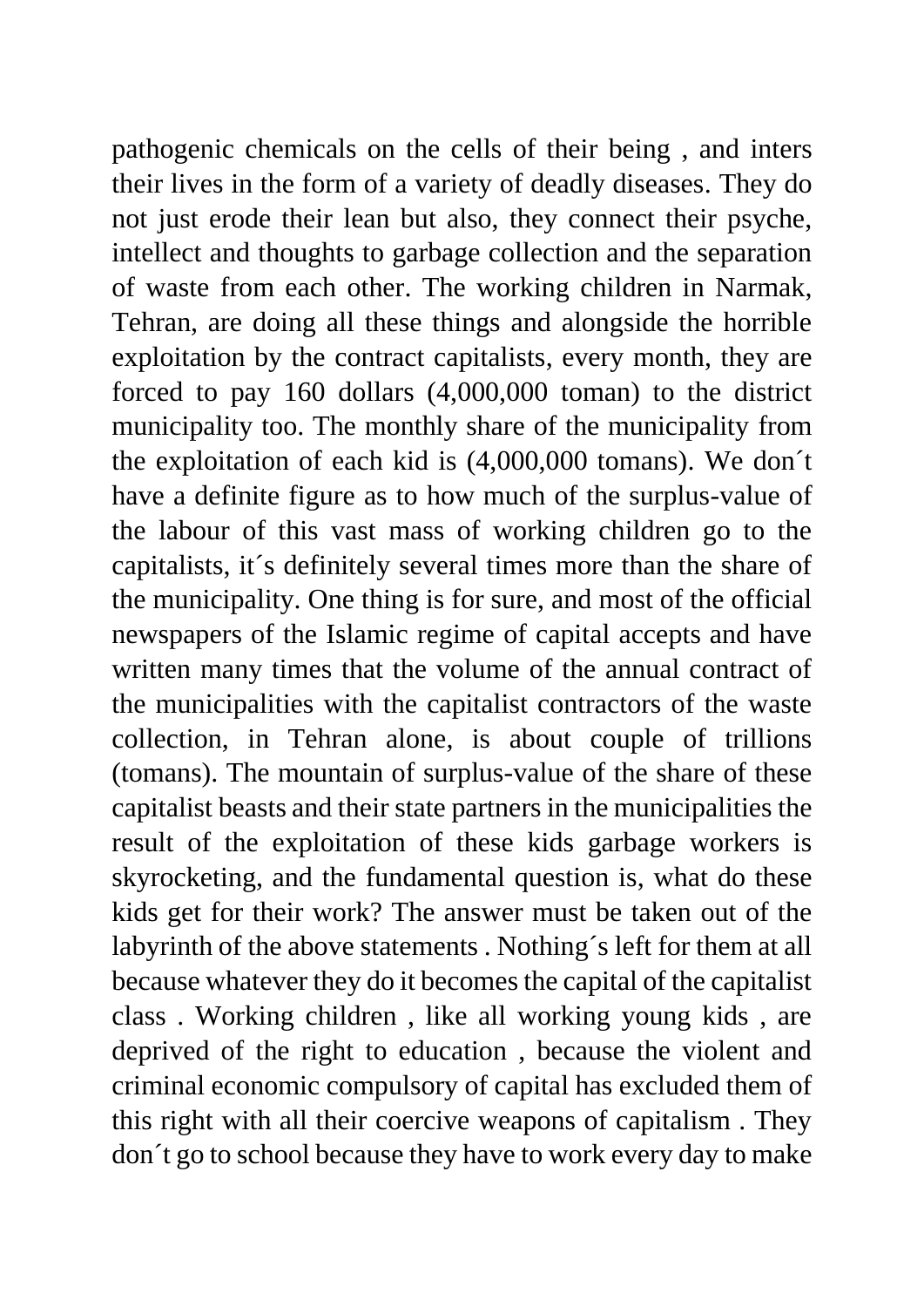pathogenic chemicals on the cells of their being , and inters their lives in the form of a variety of deadly diseases. They do not just erode their lean but also, they connect their psyche, intellect and thoughts to garbage collection and the separation of waste from each other. The working children in Narmak, Tehran, are doing all these things and alongside the horrible exploitation by the contract capitalists, every month, they are forced to pay 160 dollars (4,000,000 toman) to the district municipality too. The monthly share of the municipality from the exploitation of each kid is (4,000,000 tomans). We don´t have a definite figure as to how much of the surplus-value of the labour of this vast mass of working children go to the capitalists, it´s definitely several times more than the share of the municipality. One thing is for sure, and most of the official newspapers of the Islamic regime of capital accepts and have written many times that the volume of the annual contract of the municipalities with the capitalist contractors of the waste collection, in Tehran alone, is about couple of trillions (tomans). The mountain of surplus-value of the share of these capitalist beasts and their state partners in the municipalities the result of the exploitation of these kids garbage workers is skyrocketing, and the fundamental question is, what do these kids get for their work? The answer must be taken out of the labyrinth of the above statements . Nothing´s left for them at all because whatever they do it becomes the capital of the capitalist class . Working children , like all working young kids , are deprived of the right to education , because the violent and criminal economic compulsory of capital has excluded them of this right with all their coercive weapons of capitalism . They don´t go to school because they have to work every day to make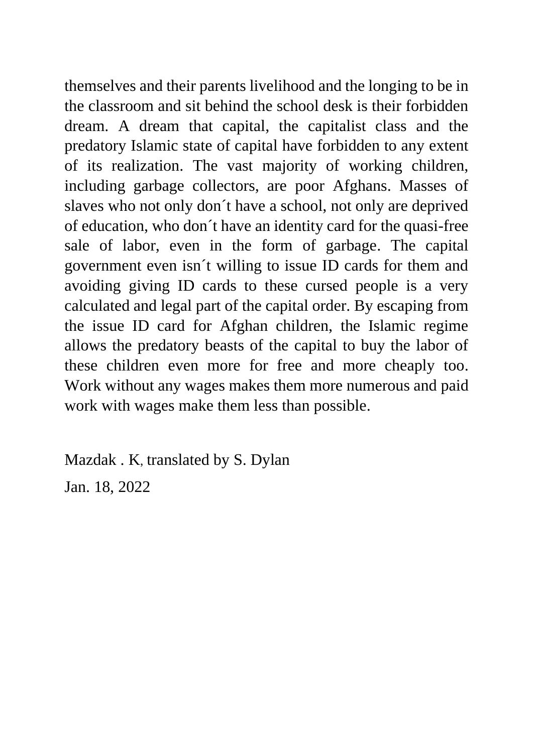themselves and their parents livelihood and the longing to be in the classroom and sit behind the school desk is their forbidden dream. A dream that capital, the capitalist class and the predatory Islamic state of capital have forbidden to any extent of its realization. The vast majority of working children, including garbage collectors, are poor Afghans. Masses of slaves who not only don´t have a school, not only are deprived of education, who don´t have an identity card for the quasi-free sale of labor, even in the form of garbage. The capital government even isn´t willing to issue ID cards for them and avoiding giving ID cards to these cursed people is a very calculated and legal part of the capital order. By escaping from the issue ID card for Afghan children, the Islamic regime allows the predatory beasts of the capital to buy the labor of these children even more for free and more cheaply too. Work without any wages makes them more numerous and paid work with wages make them less than possible.

Mazdak . K, translated by S. Dylan

Jan. 18, 2022